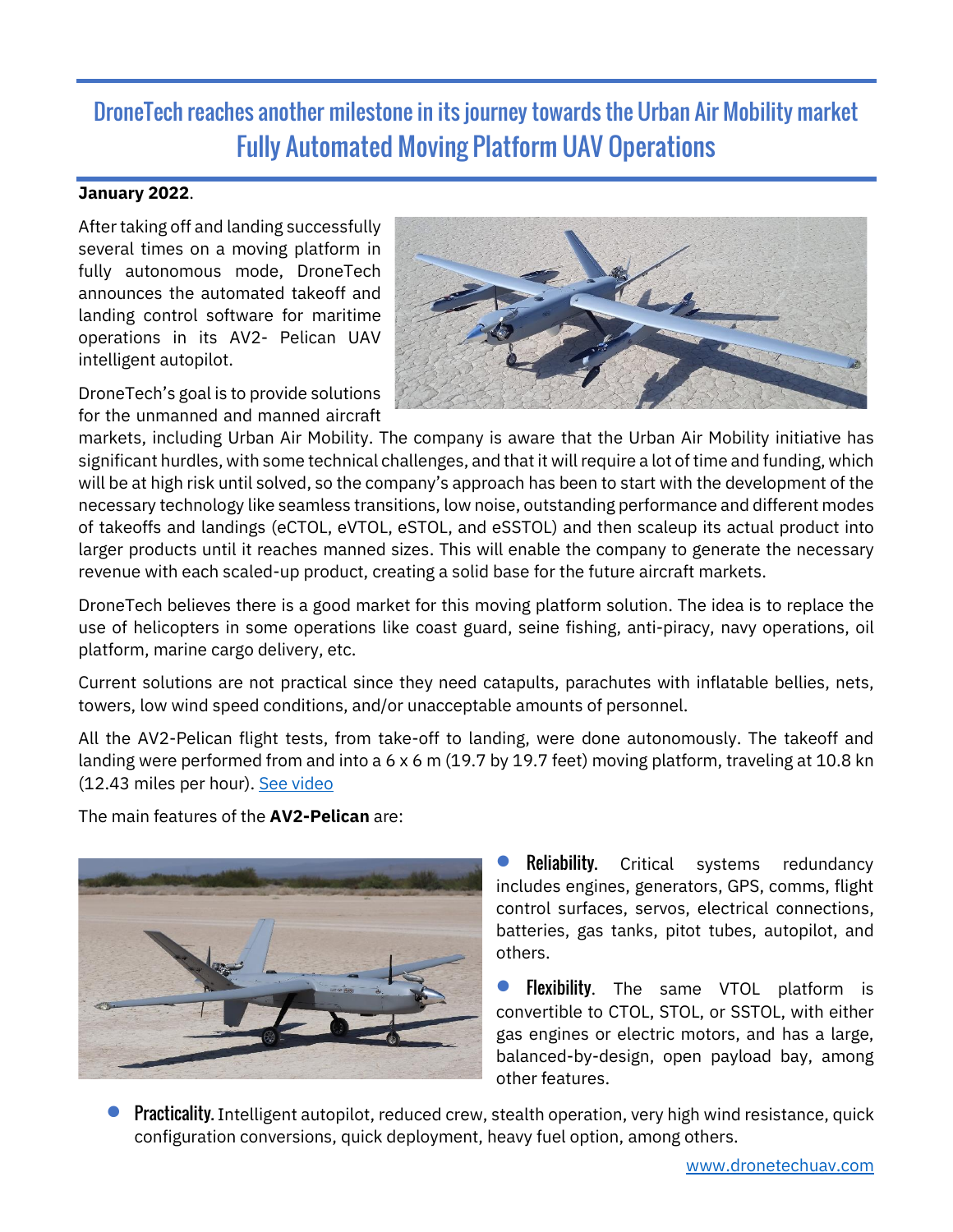# DroneTech reaches another milestone in its journey towards the Urban Air Mobility market
# Fully Automated Moving Platform UAV Operations

**January 2022**.

After taking off and landing successfully several times on a moving platform in fully autonomous mode, DroneTech announces the automated takeoff and landing control software for maritime operations in its AV2- Pelican UAV intelligent autopilot.

DroneTech's goal is to provide solutions for the unmanned and manned aircraft markets, including Urban Air Mobility. The company is aware that the Urban Air Mobility initiative has significant hurdles, with some technical challenges, and that it will require a lot of time and funding, which will be at high risk until solved, so the company's approach has been to start with the development of the necessary technology like seamless transitions, low noise, outstanding performance and different modes of takeoffs and landings (eCTOL, eVTOL, eSTOL, and eSSTOL) and then scaleup its actual product into larger products until it reaches manned sizes. This will enable the company to generate the necessary revenue with each scaled-up product, creating a solid base for the future aircraft markets.

DroneTech believes there is a good market for this moving platform solution. The idea is to replace the use of helicopters in some operations like coast guard, seine fishing, anti-piracy, navy operations, oil platform, marine cargo delivery, etc.

Current solutions are not practical since they need catapults, parachutes with inflatable bellies, nets, towers, low wind speed conditions, and/or unacceptable amounts of personnel.

All the AV2-Pelican flight tests, from take-off to landing, were done autonomously. The takeoff and landing were performed from and into a 6 x 6 m (19.7 by 19.7 feet) moving platform, traveling at 10.8 kn (12.43 miles per hour). [See video]

The main features of the **AV2-Pelican** are:

- **Reliability.** Critical systems redundancy includes engines, generators, GPS, comms, flight control surfaces, servos, electrical connections, batteries, gas tanks, pitot tubes, autopilot, and others.
- **Flexibility**. The same VTOL platform is convertible to CTOL, STOL, or SSTOL, with either gas engines or electric motors, and has a large, balanced-by-design, open payload bay, among other features.
- **Practicality.** Intelligent autopilot, reduced crew, stealth operation, very high wind resistance, quick configuration conversions, quick deployment, heavy fuel option, among others.

www.dronetechuav.com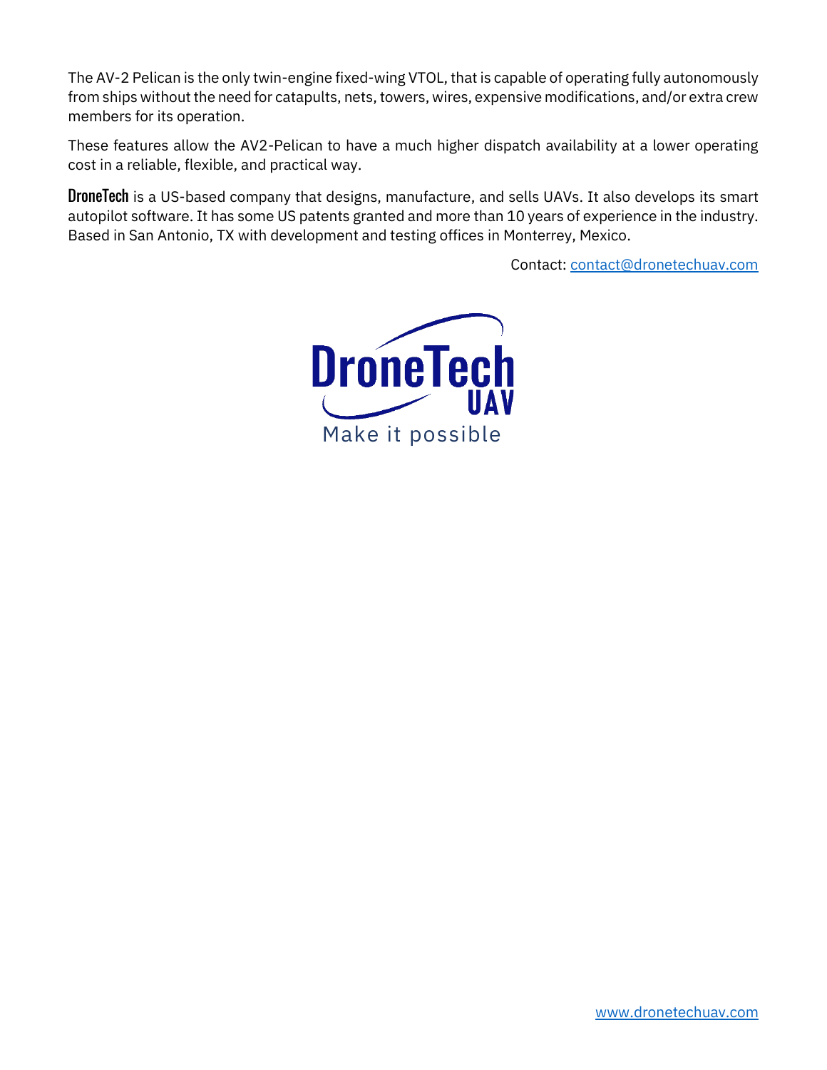The AV-2 Pelican is the only twin-engine fixed-wing VTOL, that is capable of operating fully autonomously from ships without the need for catapults, nets, towers, wires, expensive modifications, and/or extra crew members for its operation.

These features allow the AV2-Pelican to have a much higher dispatch availability at a lower operating cost in a reliable, flexible, and practical way.

DroneTech is a US-based company that designs, manufacture, and sells UAVs. It also develops its smart autopilot software. It has some US patents granted and more than 10 years of experience in the industry. Based in San Antonio, TX with development and testing offices in Monterrey, Mexico.

Contact: contact@dronetechuav.com

DroneTech
UAV
Make it possible

www.dronetechuav.com